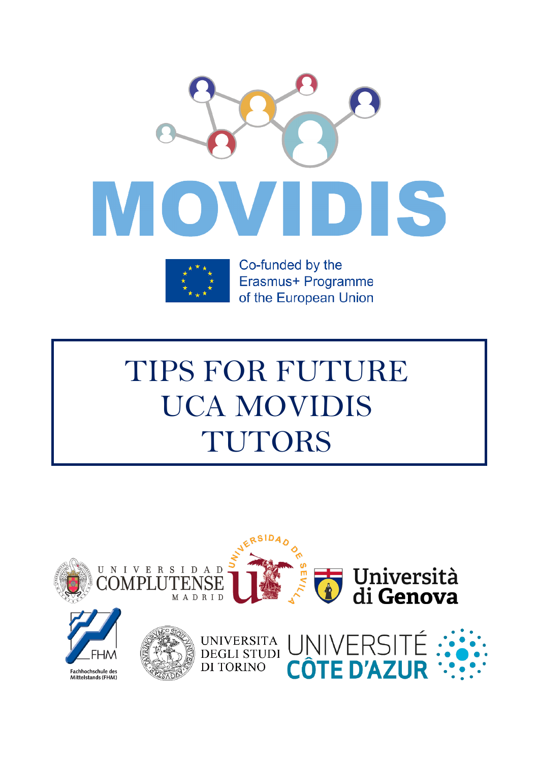# MOVIDIS

Co-funded by the Erasmus+ Programme of the European Union

# TIPS FOR FUTURE UCA MOVIDIS TUTORS

UNIVERSIDAD COMPLUTENSE MADRID

UNIVERSIDAD DE SEVILLA

Università di Genova

Fachhochschule des Mittelstands (FHM)

UNIVERSITA DEGLI STUDI DI TORINO

UNIVERSITÉ CÔTE D'AZUR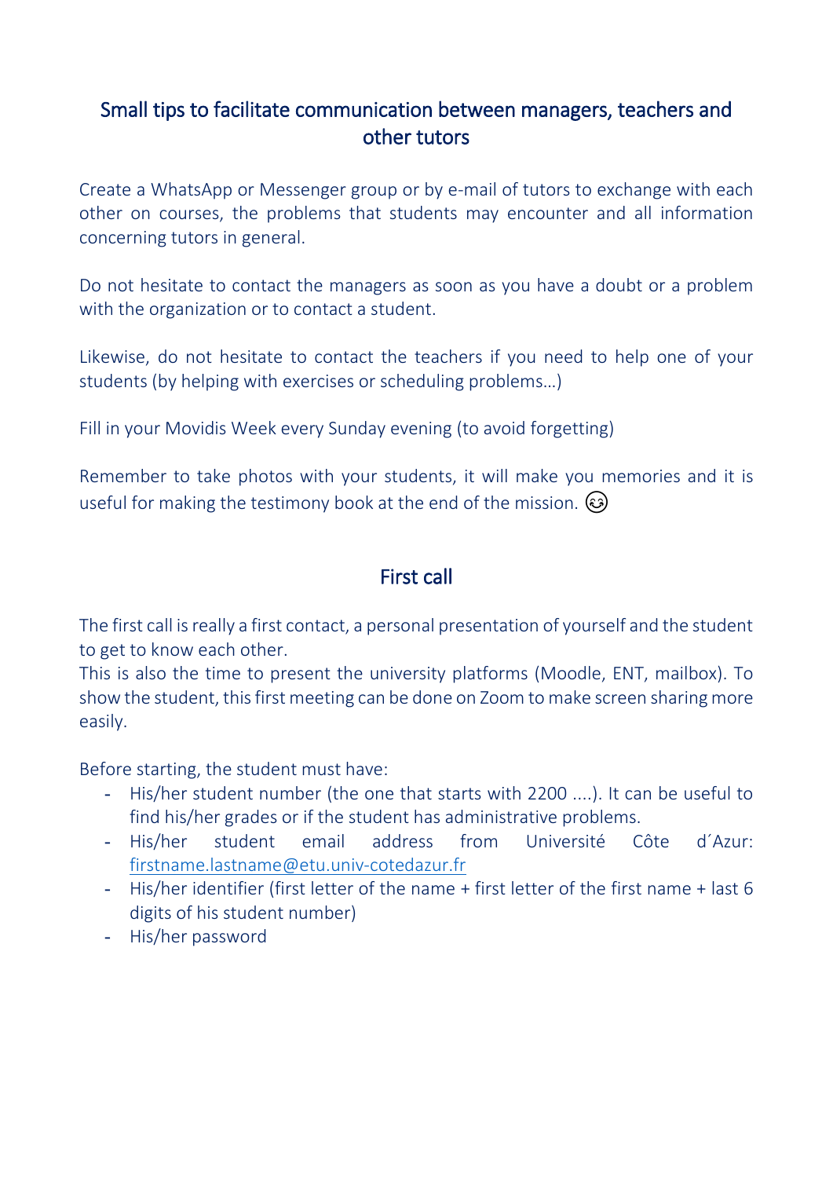## Small tips to facilitate communication between managers, teachers and other tutors

Create a WhatsApp or Messenger group or by e-mail of tutors to exchange with each other on courses, the problems that students may encounter and all information concerning tutors in general.

Do not hesitate to contact the managers as soon as you have a doubt or a problem with the organization or to contact a student.

Likewise, do not hesitate to contact the teachers if you need to help one of your students (by helping with exercises or scheduling problems…)

Fill in your Movidis Week every Sunday evening (to avoid forgetting)

Remember to take photos with your students, it will make you memories and it is useful for making the testimony book at the end of the mission. 😉

## First call

The first call is really a first contact, a personal presentation of yourself and the student to get to know each other.
This is also the time to present the university platforms (Moodle, ENT, mailbox). To show the student, this first meeting can be done on Zoom to make screen sharing more easily.

Before starting, the student must have:

- His/her student number (the one that starts with 2200 ....). It can be useful to find his/her grades or if the student has administrative problems.
- His/her student email address from Université Côte d´Azur: firstname.lastname@etu.univ-cotedazur.fr
- His/her identifier (first letter of the name + first letter of the first name + last 6 digits of his student number)
- His/her password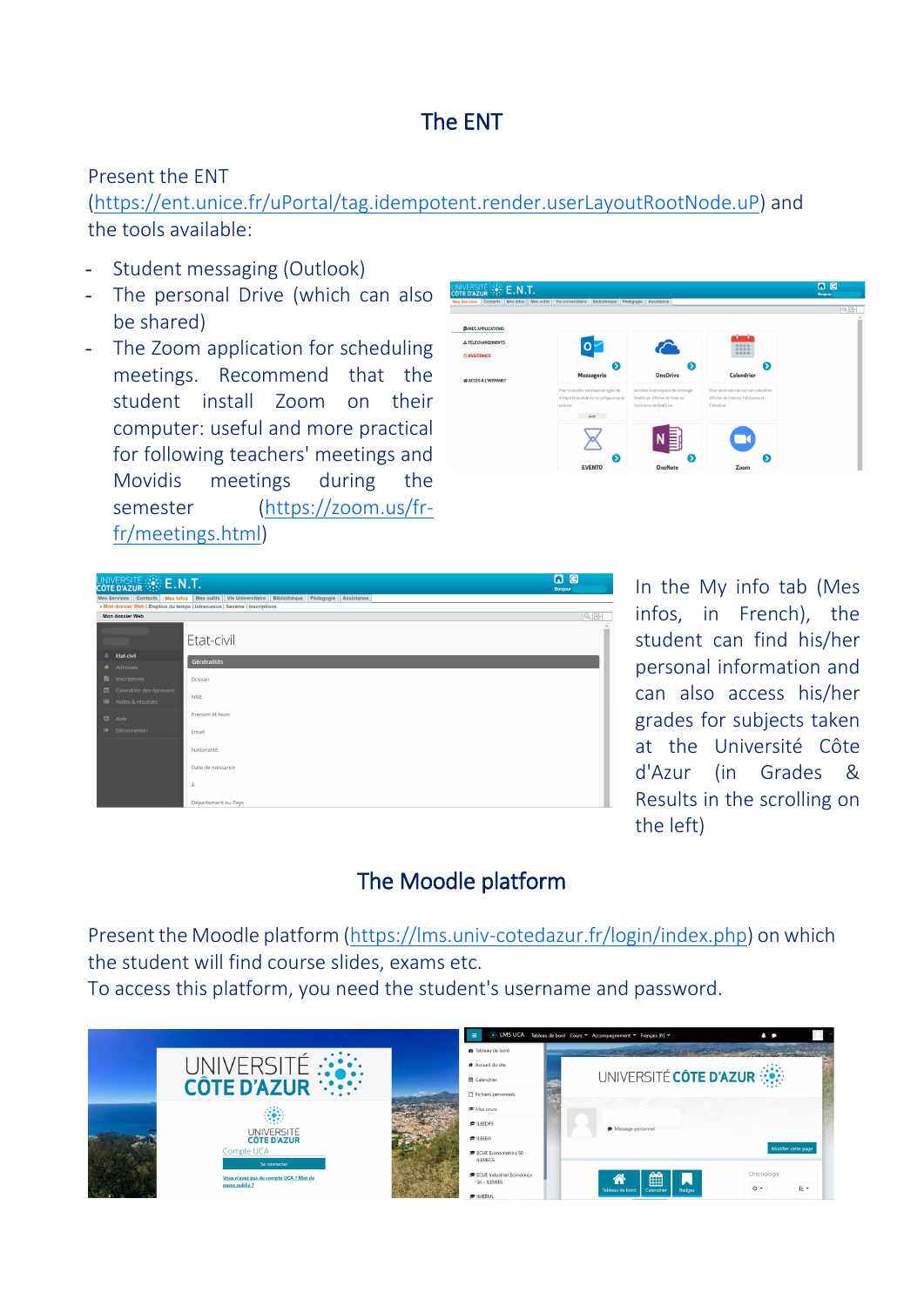## The ENT

Present the ENT (https://ent.unice.fr/uPortal/tag.idempotent.render.userLayoutRootNode.uP) and the tools available:

- Student messaging (Outlook)
- The personal Drive (which can also be shared)
- The Zoom application for scheduling meetings. Recommend that the student install Zoom on their computer: useful and more practical for following teachers' meetings and Movidis meetings during the semester (https://zoom.us/fr-fr/meetings.html)

In the My info tab (Mes infos, in French), the student can find his/her personal information and can also access his/her grades for subjects taken at the Université Côte d'Azur (in Grades & Results in the scrolling on the left)

## The Moodle platform

Present the Moodle platform (https://lms.univ-cotedazur.fr/login/index.php) on which the student will find course slides, exams etc.
To access this platform, you need the student's username and password.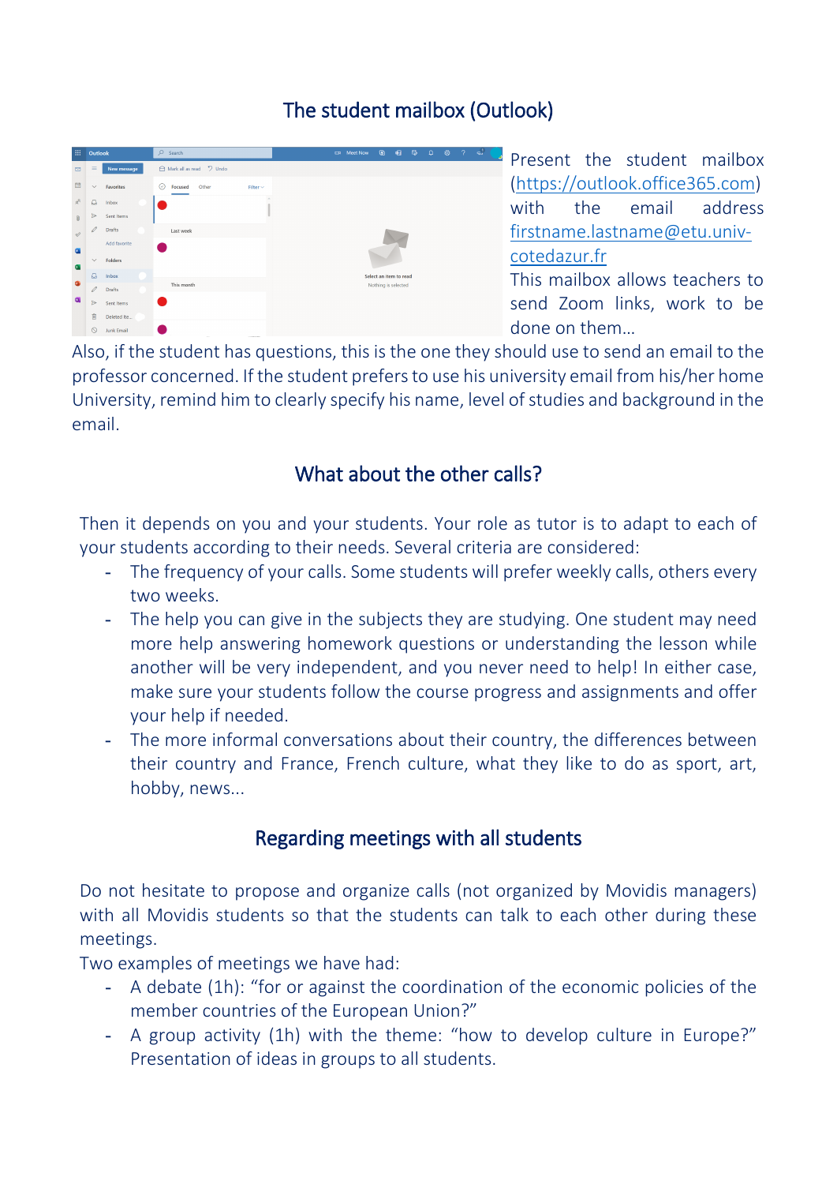## The student mailbox (Outlook)

Present the student mailbox (https://outlook.office365.com) with the email address firstname.lastname@etu.univ-cotedazur.fr

This mailbox allows teachers to send Zoom links, work to be done on them…

Also, if the student has questions, this is the one they should use to send an email to the professor concerned. If the student prefers to use his university email from his/her home University, remind him to clearly specify his name, level of studies and background in the email.

## What about the other calls?

Then it depends on you and your students. Your role as tutor is to adapt to each of your students according to their needs. Several criteria are considered:

- The frequency of your calls. Some students will prefer weekly calls, others every two weeks.
- The help you can give in the subjects they are studying. One student may need more help answering homework questions or understanding the lesson while another will be very independent, and you never need to help! In either case, make sure your students follow the course progress and assignments and offer your help if needed.
- The more informal conversations about their country, the differences between their country and France, French culture, what they like to do as sport, art, hobby, news...

## Regarding meetings with all students

Do not hesitate to propose and organize calls (not organized by Movidis managers) with all Movidis students so that the students can talk to each other during these meetings.

Two examples of meetings we have had:

- A debate (1h): "for or against the coordination of the economic policies of the member countries of the European Union?"
- A group activity (1h) with the theme: "how to develop culture in Europe?" Presentation of ideas in groups to all students.